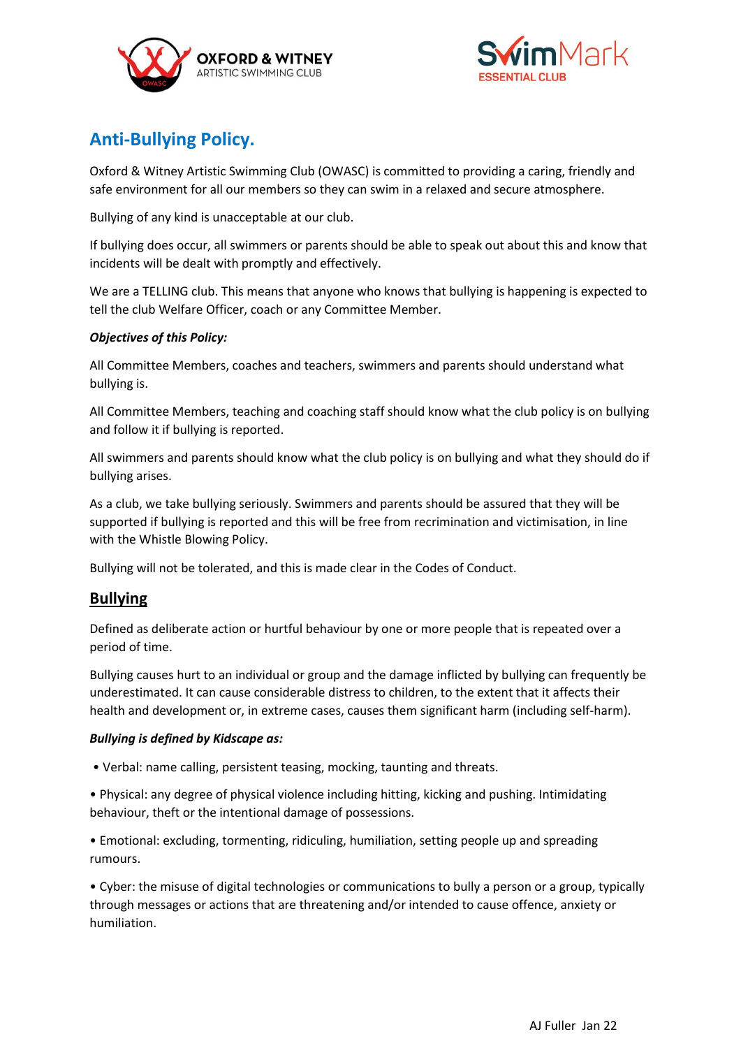## Anti-Bullying Policy.

Oxford & Witney Artistic Swimming Club (OWASC) is committed to providing a caring, friendly and safe environment for all our members so they can swim in a relaxed and secure atmosphere.

Bullying of any kind is unacceptable at our club.

If bullying does occur, all swimmers or parents should be able to speak out about this and know that incidents will be dealt with promptly and effectively.

We are a TELLING club. This means that anyone who knows that bullying is happening is expected to tell the club Welfare Officer, coach or any Committee Member.

***Objectives of this Policy:***

All Committee Members, coaches and teachers, swimmers and parents should understand what bullying is.

All Committee Members, teaching and coaching staff should know what the club policy is on bullying and follow it if bullying is reported.

All swimmers and parents should know what the club policy is on bullying and what they should do if bullying arises.

As a club, we take bullying seriously. Swimmers and parents should be assured that they will be supported if bullying is reported and this will be free from recrimination and victimisation, in line with the Whistle Blowing Policy.

Bullying will not be tolerated, and this is made clear in the Codes of Conduct.

## Bullying

Defined as deliberate action or hurtful behaviour by one or more people that is repeated over a period of time.

Bullying causes hurt to an individual or group and the damage inflicted by bullying can frequently be underestimated. It can cause considerable distress to children, to the extent that it affects their health and development or, in extreme cases, causes them significant harm (including self-harm).

***Bullying is defined by Kidscape as:***

- Verbal: name calling, persistent teasing, mocking, taunting and threats.
- Physical: any degree of physical violence including hitting, kicking and pushing. Intimidating behaviour, theft or the intentional damage of possessions.
- Emotional: excluding, tormenting, ridiculing, humiliation, setting people up and spreading rumours.
- Cyber: the misuse of digital technologies or communications to bully a person or a group, typically through messages or actions that are threatening and/or intended to cause offence, anxiety or humiliation.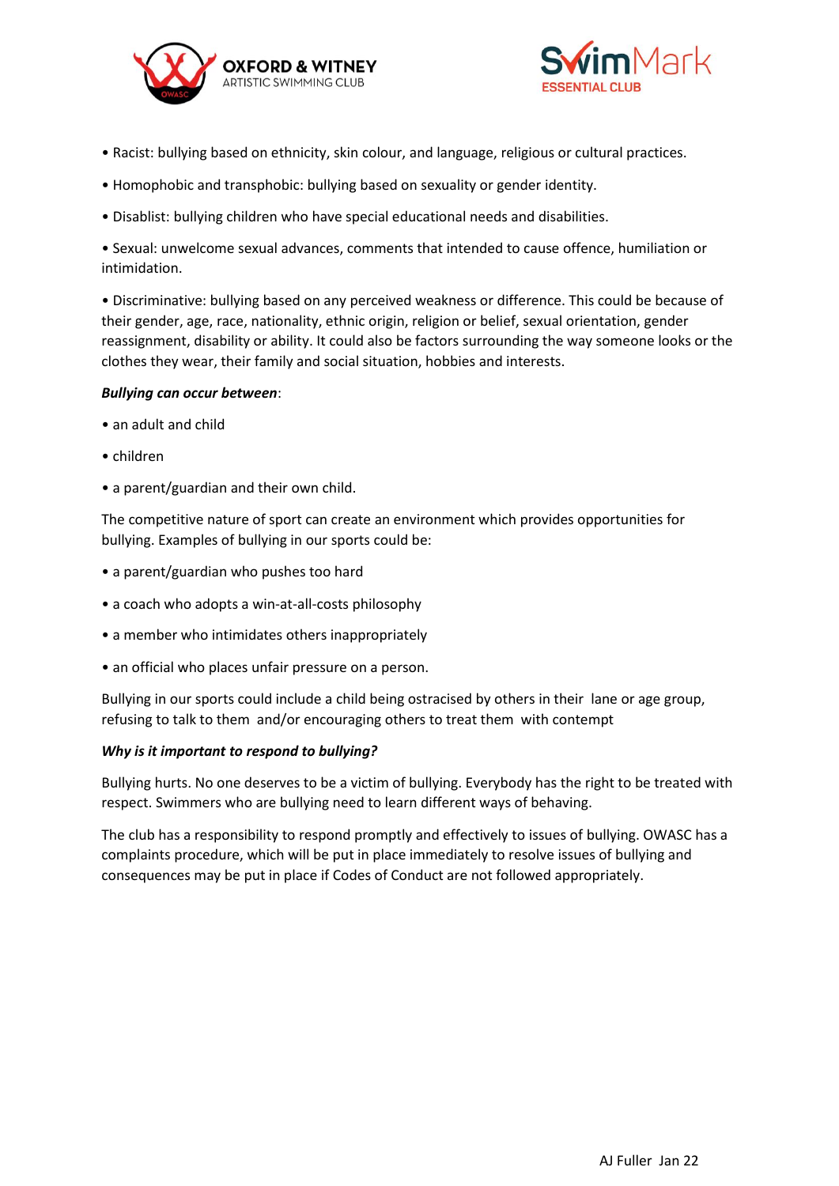- Racist: bullying based on ethnicity, skin colour, and language, religious or cultural practices.
- Homophobic and transphobic: bullying based on sexuality or gender identity.
- Disablist: bullying children who have special educational needs and disabilities.
- Sexual: unwelcome sexual advances, comments that intended to cause offence, humiliation or intimidation.
- Discriminative: bullying based on any perceived weakness or difference. This could be because of their gender, age, race, nationality, ethnic origin, religion or belief, sexual orientation, gender reassignment, disability or ability. It could also be factors surrounding the way someone looks or the clothes they wear, their family and social situation, hobbies and interests.

***Bullying can occur between***:

- an adult and child
- children
- a parent/guardian and their own child.

The competitive nature of sport can create an environment which provides opportunities for bullying. Examples of bullying in our sports could be:

- a parent/guardian who pushes too hard
- a coach who adopts a win-at-all-costs philosophy
- a member who intimidates others inappropriately
- an official who places unfair pressure on a person.

Bullying in our sports could include a child being ostracised by others in their lane or age group, refusing to talk to them and/or encouraging others to treat them with contempt

***Why is it important to respond to bullying?***

Bullying hurts. No one deserves to be a victim of bullying. Everybody has the right to be treated with respect. Swimmers who are bullying need to learn different ways of behaving.

The club has a responsibility to respond promptly and effectively to issues of bullying. OWASC has a complaints procedure, which will be put in place immediately to resolve issues of bullying and consequences may be put in place if Codes of Conduct are not followed appropriately.

AJ Fuller Jan 22